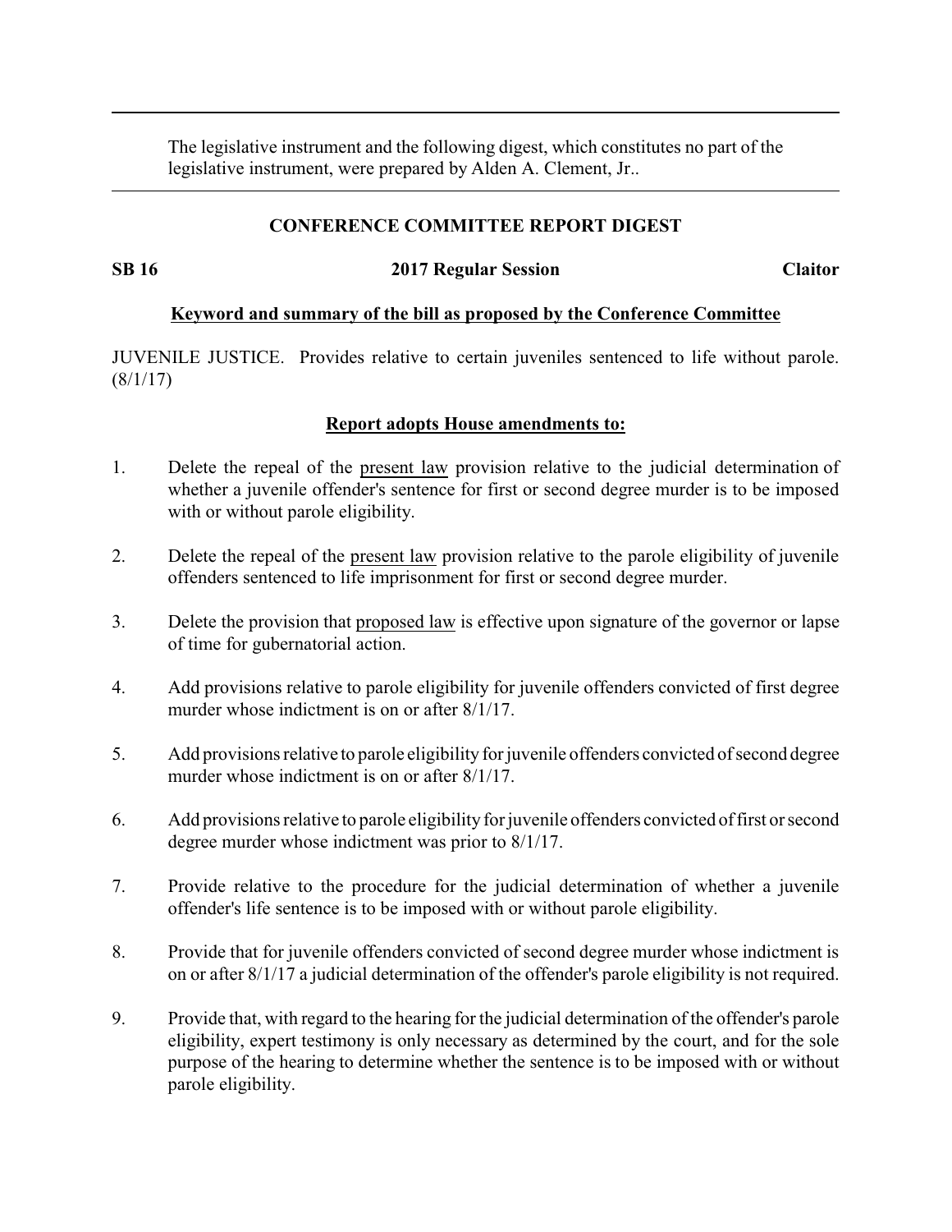The legislative instrument and the following digest, which constitutes no part of the legislative instrument, were prepared by Alden A. Clement, Jr..

## CONFERENCE COMMITTEE REPORT DIGEST

**SB 16** **2017 Regular Session** **Claitor**

**Keyword and summary of the bill as proposed by the Conference Committee**

JUVENILE JUSTICE. Provides relative to certain juveniles sentenced to life without parole. (8/1/17)

**Report adopts House amendments to:**

1. Delete the repeal of the present law provision relative to the judicial determination of whether a juvenile offender's sentence for first or second degree murder is to be imposed with or without parole eligibility.
2. Delete the repeal of the present law provision relative to the parole eligibility of juvenile offenders sentenced to life imprisonment for first or second degree murder.
3. Delete the provision that proposed law is effective upon signature of the governor or lapse of time for gubernatorial action.
4. Add provisions relative to parole eligibility for juvenile offenders convicted of first degree murder whose indictment is on or after 8/1/17.
5. Add provisions relative to parole eligibility for juvenile offenders convicted of second degree murder whose indictment is on or after 8/1/17.
6. Add provisions relative to parole eligibility for juvenile offenders convicted of first or second degree murder whose indictment was prior to 8/1/17.
7. Provide relative to the procedure for the judicial determination of whether a juvenile offender's life sentence is to be imposed with or without parole eligibility.
8. Provide that for juvenile offenders convicted of second degree murder whose indictment is on or after 8/1/17 a judicial determination of the offender's parole eligibility is not required.
9. Provide that, with regard to the hearing for the judicial determination of the offender's parole eligibility, expert testimony is only necessary as determined by the court, and for the sole purpose of the hearing to determine whether the sentence is to be imposed with or without parole eligibility.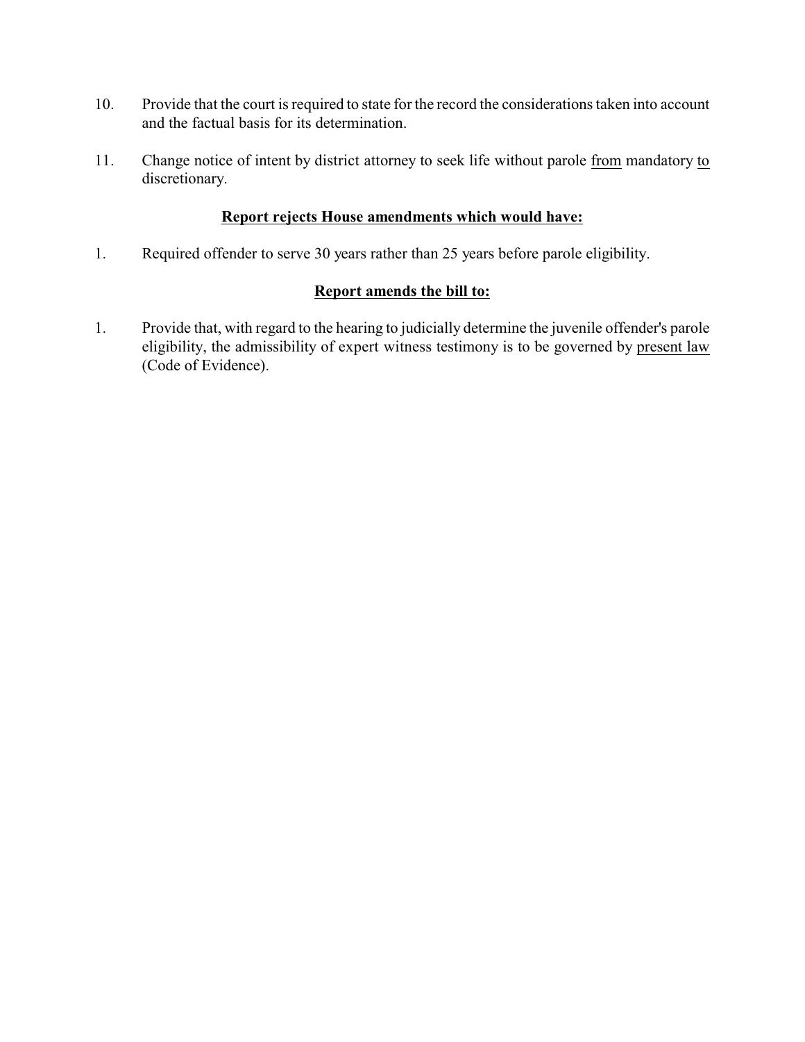10. Provide that the court is required to state for the record the considerations taken into account and the factual basis for its determination.

11. Change notice of intent by district attorney to seek life without parole from mandatory to discretionary.

**Report rejects House amendments which would have:**

1. Required offender to serve 30 years rather than 25 years before parole eligibility.

**Report amends the bill to:**

1. Provide that, with regard to the hearing to judicially determine the juvenile offender's parole eligibility, the admissibility of expert witness testimony is to be governed by present law (Code of Evidence).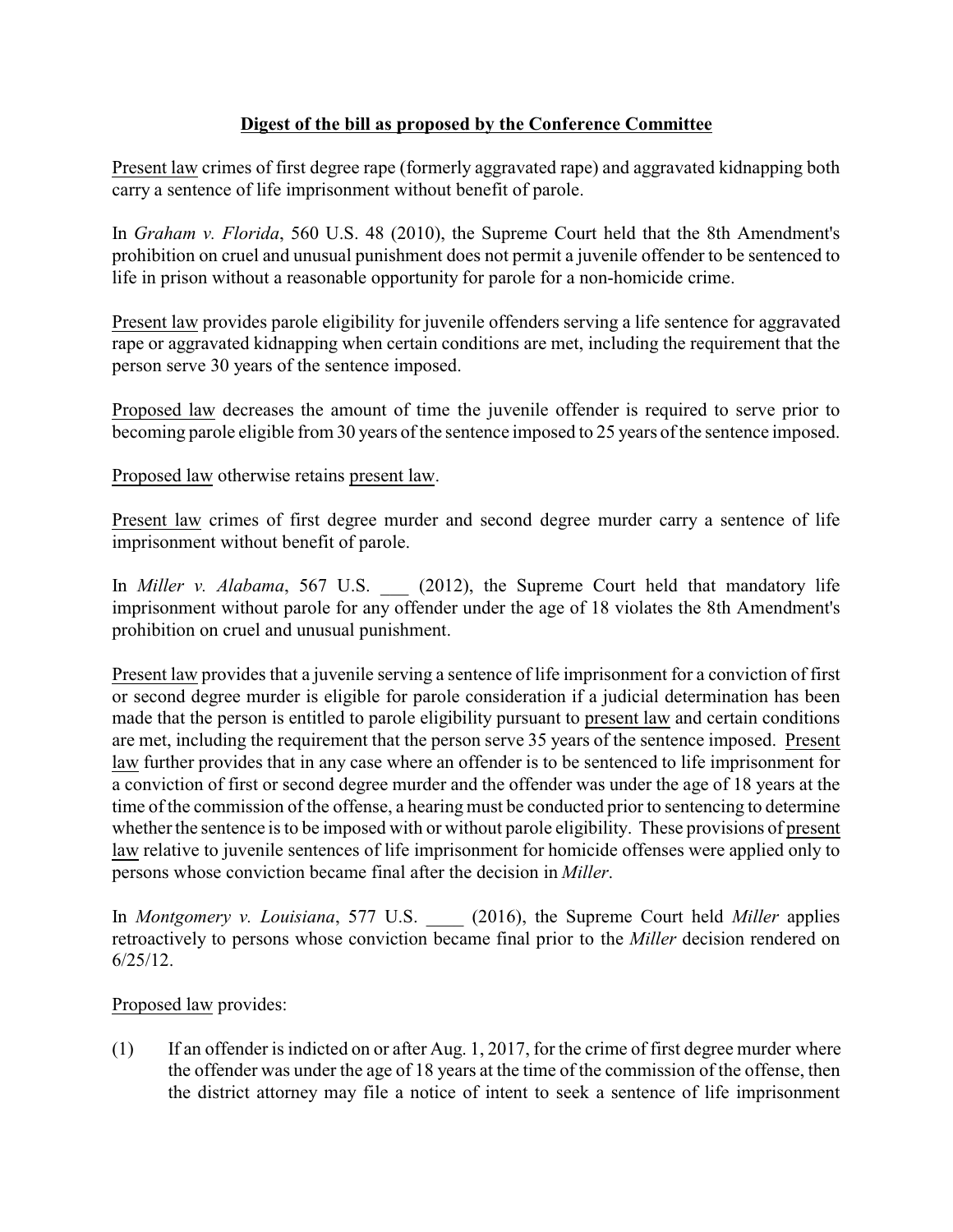## Digest of the bill as proposed by the Conference Committee

Present law crimes of first degree rape (formerly aggravated rape) and aggravated kidnapping both carry a sentence of life imprisonment without benefit of parole.

In *Graham v. Florida*, 560 U.S. 48 (2010), the Supreme Court held that the 8th Amendment's prohibition on cruel and unusual punishment does not permit a juvenile offender to be sentenced to life in prison without a reasonable opportunity for parole for a non-homicide crime.

Present law provides parole eligibility for juvenile offenders serving a life sentence for aggravated rape or aggravated kidnapping when certain conditions are met, including the requirement that the person serve 30 years of the sentence imposed.

Proposed law decreases the amount of time the juvenile offender is required to serve prior to becoming parole eligible from 30 years of the sentence imposed to 25 years of the sentence imposed.

Proposed law otherwise retains present law.

Present law crimes of first degree murder and second degree murder carry a sentence of life imprisonment without benefit of parole.

In *Miller v. Alabama*, 567 U.S. ___ (2012), the Supreme Court held that mandatory life imprisonment without parole for any offender under the age of 18 violates the 8th Amendment's prohibition on cruel and unusual punishment.

Present law provides that a juvenile serving a sentence of life imprisonment for a conviction of first or second degree murder is eligible for parole consideration if a judicial determination has been made that the person is entitled to parole eligibility pursuant to present law and certain conditions are met, including the requirement that the person serve 35 years of the sentence imposed. Present law further provides that in any case where an offender is to be sentenced to life imprisonment for a conviction of first or second degree murder and the offender was under the age of 18 years at the time of the commission of the offense, a hearing must be conducted prior to sentencing to determine whether the sentence is to be imposed with or without parole eligibility. These provisions of present law relative to juvenile sentences of life imprisonment for homicide offenses were applied only to persons whose conviction became final after the decision in *Miller*.

In *Montgomery v. Louisiana*, 577 U.S. ____ (2016), the Supreme Court held *Miller* applies retroactively to persons whose conviction became final prior to the *Miller* decision rendered on 6/25/12.

Proposed law provides:

(1) If an offender is indicted on or after Aug. 1, 2017, for the crime of first degree murder where the offender was under the age of 18 years at the time of the commission of the offense, then the district attorney may file a notice of intent to seek a sentence of life imprisonment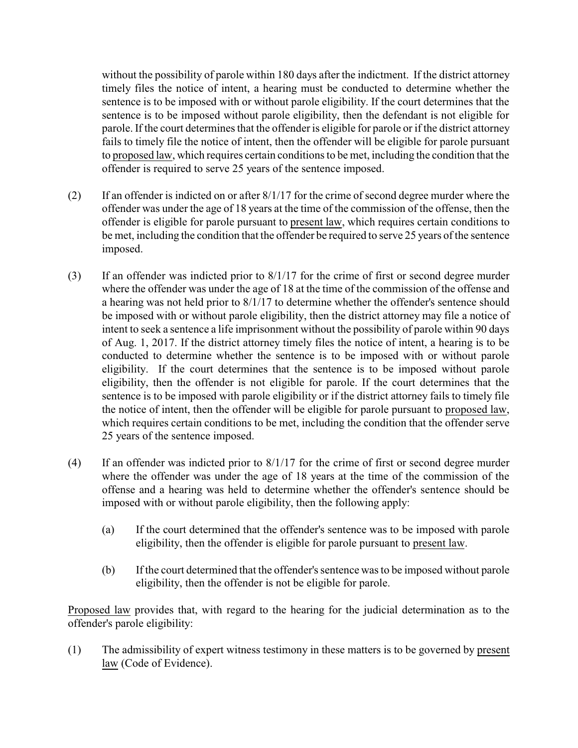without the possibility of parole within 180 days after the indictment. If the district attorney timely files the notice of intent, a hearing must be conducted to determine whether the sentence is to be imposed with or without parole eligibility. If the court determines that the sentence is to be imposed without parole eligibility, then the defendant is not eligible for parole. If the court determines that the offender is eligible for parole or if the district attorney fails to timely file the notice of intent, then the offender will be eligible for parole pursuant to proposed law, which requires certain conditions to be met, including the condition that the offender is required to serve 25 years of the sentence imposed.

(2) If an offender is indicted on or after 8/1/17 for the crime of second degree murder where the offender was under the age of 18 years at the time of the commission of the offense, then the offender is eligible for parole pursuant to present law, which requires certain conditions to be met, including the condition that the offender be required to serve 25 years of the sentence imposed.

(3) If an offender was indicted prior to 8/1/17 for the crime of first or second degree murder where the offender was under the age of 18 at the time of the commission of the offense and a hearing was not held prior to 8/1/17 to determine whether the offender's sentence should be imposed with or without parole eligibility, then the district attorney may file a notice of intent to seek a sentence a life imprisonment without the possibility of parole within 90 days of Aug. 1, 2017. If the district attorney timely files the notice of intent, a hearing is to be conducted to determine whether the sentence is to be imposed with or without parole eligibility. If the court determines that the sentence is to be imposed without parole eligibility, then the offender is not eligible for parole. If the court determines that the sentence is to be imposed with parole eligibility or if the district attorney fails to timely file the notice of intent, then the offender will be eligible for parole pursuant to proposed law, which requires certain conditions to be met, including the condition that the offender serve 25 years of the sentence imposed.

(4) If an offender was indicted prior to 8/1/17 for the crime of first or second degree murder where the offender was under the age of 18 years at the time of the commission of the offense and a hearing was held to determine whether the offender's sentence should be imposed with or without parole eligibility, then the following apply:

   (a) If the court determined that the offender's sentence was to be imposed with parole eligibility, then the offender is eligible for parole pursuant to present law.

   (b) If the court determined that the offender's sentence was to be imposed without parole eligibility, then the offender is not be eligible for parole.

Proposed law provides that, with regard to the hearing for the judicial determination as to the offender's parole eligibility:

(1) The admissibility of expert witness testimony in these matters is to be governed by present law (Code of Evidence).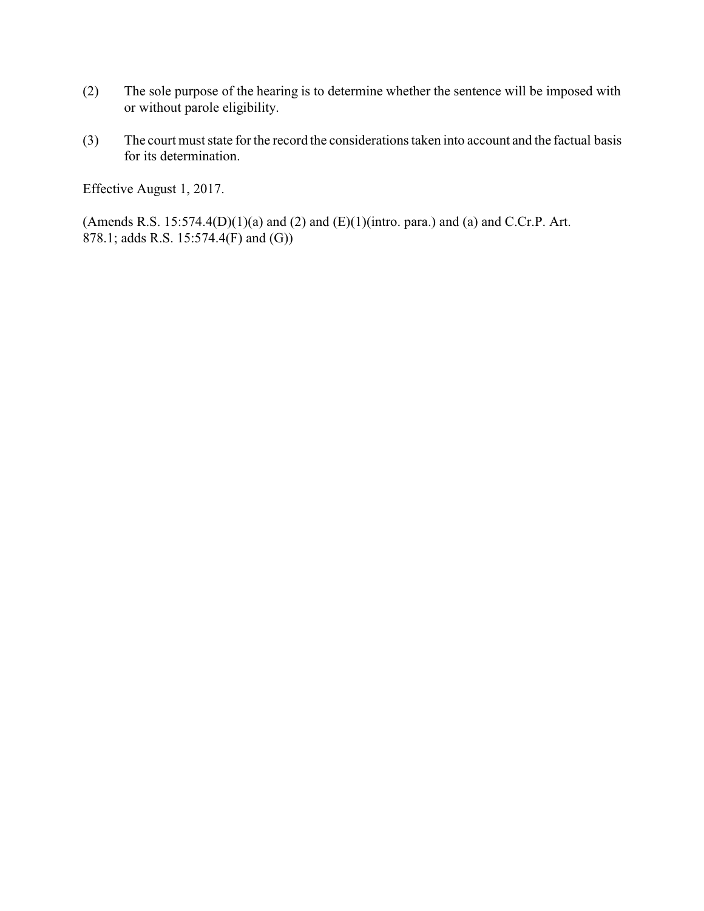(2) The sole purpose of the hearing is to determine whether the sentence will be imposed with or without parole eligibility.

(3) The court must state for the record the considerations taken into account and the factual basis for its determination.

Effective August 1, 2017.

(Amends R.S. 15:574.4(D)(1)(a) and (2) and (E)(1)(intro. para.) and (a) and C.Cr.P. Art. 878.1; adds R.S. 15:574.4(F) and (G))